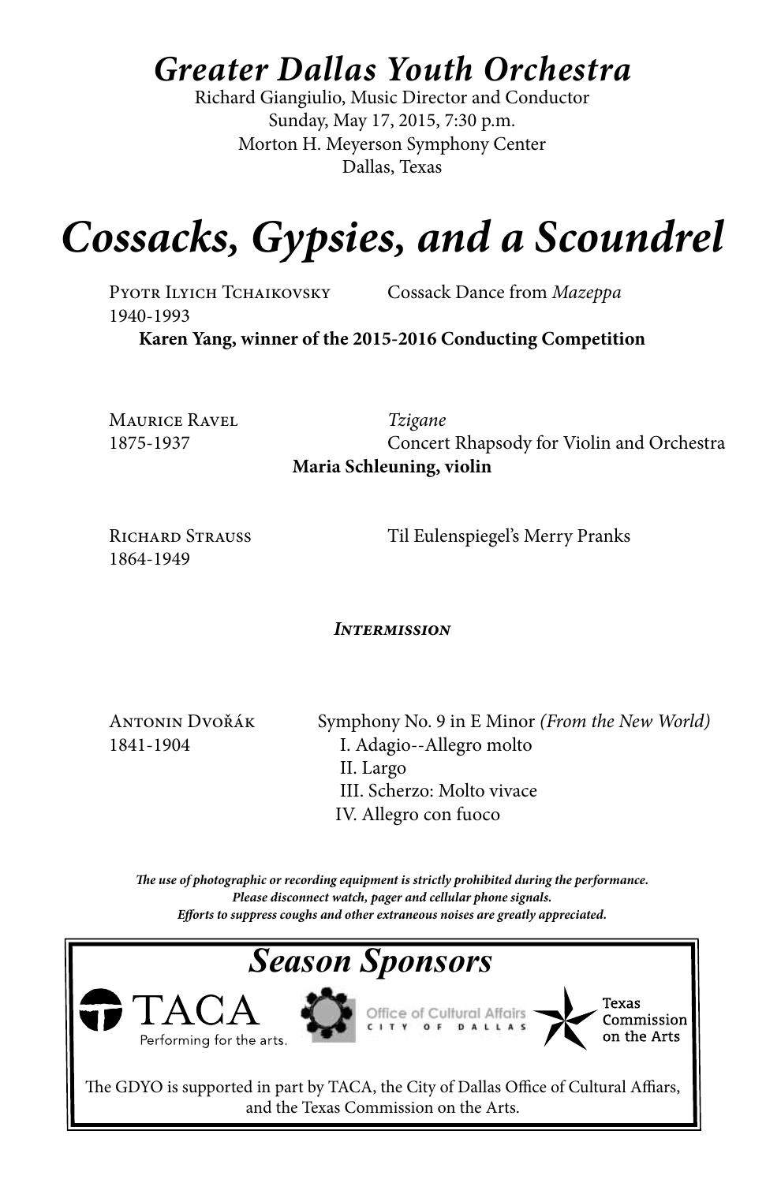# *Greater Dallas Youth Orchestra*

Richard Giangiulio, Music Director and Conductor
Sunday, May 17, 2015, 7:30 p.m.
Morton H. Meyerson Symphony Center
Dallas, Texas

# *Cossacks, Gypsies, and a Scoundrel*

Pyotr Ilyich Tchaikovsky — Cossack Dance from *Mazeppa*
1940-1993

**Karen Yang, winner of the 2015-2016 Conducting Competition**

Maurice Ravel — *Tzigane*
1875-1937 — Concert Rhapsody for Violin and Orchestra

**Maria Schleuning, violin**

Richard Strauss — Til Eulenspiegel's Merry Pranks
1864-1949

***Intermission***

Antonin Dvořák — Symphony No. 9 in E Minor *(From the New World)*
1841-1904

- I. Adagio--Allegro molto
- II. Largo
- III. Scherzo: Molto vivace
- IV. Allegro con fuoco

***The use of photographic or recording equipment is strictly prohibited during the performance.***
***Please disconnect watch, pager and cellular phone signals.***
***Efforts to suppress coughs and other extraneous noises are greatly appreciated.***

## *Season Sponsors*

TACA Performing for the arts.

Office of Cultural Affairs CITY OF DALLAS

Texas Commission on the Arts

The GDYO is supported in part by TACA, the City of Dallas Office of Cultural Affiars, and the Texas Commission on the Arts.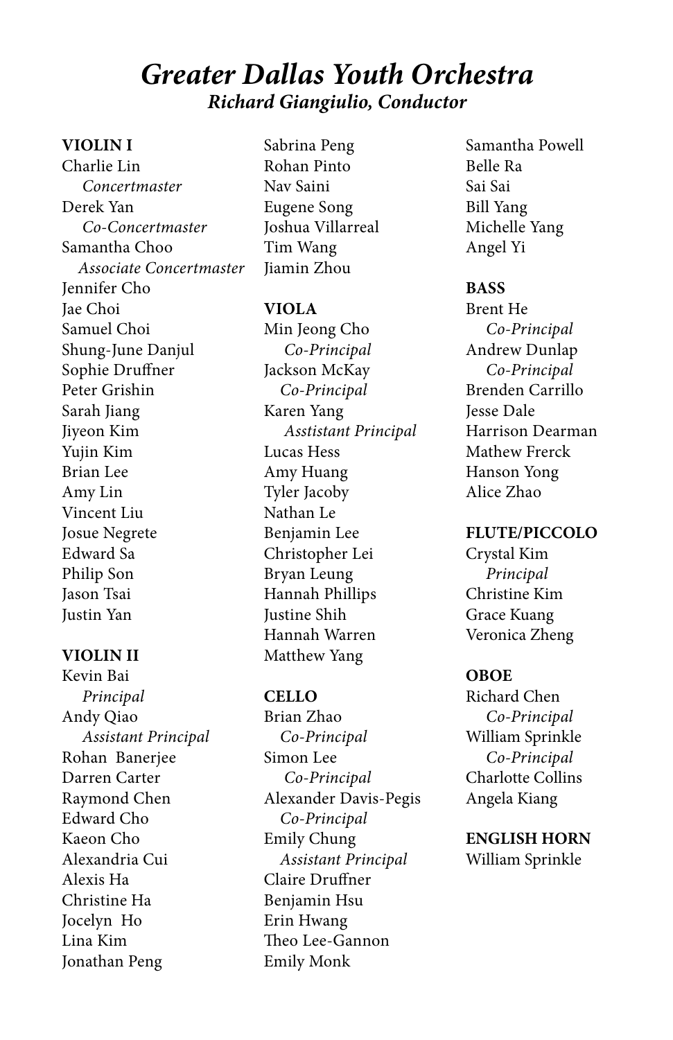# *Greater Dallas Youth Orchestra*

## *Richard Giangiulio, Conductor*

**VIOLIN I**

Charlie Lin
*Concertmaster*
Derek Yan
*Co-Concertmaster*
Samantha Choo
*Associate Concertmaster*
Jennifer Cho
Jae Choi
Samuel Choi
Shung-June Danjul
Sophie Druffner
Peter Grishin
Sarah Jiang
Jiyeon Kim
Yujin Kim
Brian Lee
Amy Lin
Vincent Liu
Josue Negrete
Edward Sa
Philip Son
Jason Tsai
Justin Yan

**VIOLIN II**

Kevin Bai
*Principal*
Andy Qiao
*Assistant Principal*
Rohan Banerjee
Darren Carter
Raymond Chen
Edward Cho
Kaeon Cho
Alexandria Cui
Alexis Ha
Christine Ha
Jocelyn Ho
Lina Kim
Jonathan Peng
Sabrina Peng
Rohan Pinto
Nav Saini
Eugene Song
Joshua Villarreal
Tim Wang
Jiamin Zhou

**VIOLA**

Min Jeong Cho
*Co-Principal*
Jackson McKay
*Co-Principal*
Karen Yang
*Asstistant Principal*
Lucas Hess
Amy Huang
Tyler Jacoby
Nathan Le
Benjamin Lee
Christopher Lei
Bryan Leung
Hannah Phillips
Justine Shih
Hannah Warren
Matthew Yang

**CELLO**

Brian Zhao
*Co-Principal*
Simon Lee
*Co-Principal*
Alexander Davis-Pegis
*Co-Principal*
Emily Chung
*Assistant Principal*
Claire Druffner
Benjamin Hsu
Erin Hwang
Theo Lee-Gannon
Emily Monk
Samantha Powell
Belle Ra
Sai Sai
Bill Yang
Michelle Yang
Angel Yi

**BASS**

Brent He
*Co-Principal*
Andrew Dunlap
*Co-Principal*
Brenden Carrillo
Jesse Dale
Harrison Dearman
Mathew Frerck
Hanson Yong
Alice Zhao

**FLUTE/PICCOLO**

Crystal Kim
*Principal*
Christine Kim
Grace Kuang
Veronica Zheng

**OBOE**

Richard Chen
*Co-Principal*
William Sprinkle
*Co-Principal*
Charlotte Collins
Angela Kiang

**ENGLISH HORN**

William Sprinkle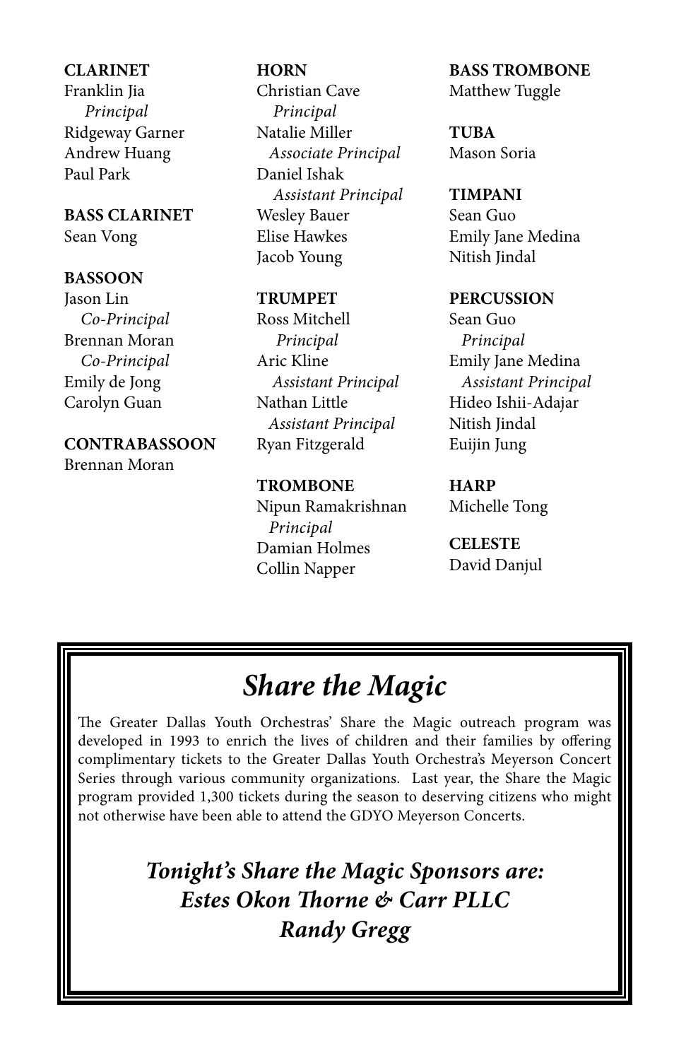**CLARINET**
Franklin Jia
*Principal*
Ridgeway Garner
Andrew Huang
Paul Park

**BASS CLARINET**
Sean Vong

**BASSOON**
Jason Lin
*Co-Principal*
Brennan Moran
*Co-Principal*
Emily de Jong
Carolyn Guan

**CONTRABASSOON**
Brennan Moran

**HORN**
Christian Cave
*Principal*
Natalie Miller
*Associate Principal*
Daniel Ishak
*Assistant Principal*
Wesley Bauer
Elise Hawkes
Jacob Young

**TRUMPET**
Ross Mitchell
*Principal*
Aric Kline
*Assistant Principal*
Nathan Little
*Assistant Principal*
Ryan Fitzgerald

**TROMBONE**
Nipun Ramakrishnan
*Principal*
Damian Holmes
Collin Napper

**BASS TROMBONE**
Matthew Tuggle

**TUBA**
Mason Soria

**TIMPANI**
Sean Guo
Emily Jane Medina
Nitish Jindal

**PERCUSSION**
Sean Guo
*Principal*
Emily Jane Medina
*Assistant Principal*
Hideo Ishii-Adajar
Nitish Jindal
Euijin Jung

**HARP**
Michelle Tong

**CELESTE**
David Danjul

## *Share the Magic*

The Greater Dallas Youth Orchestras' Share the Magic outreach program was developed in 1993 to enrich the lives of children and their families by offering complimentary tickets to the Greater Dallas Youth Orchestra's Meyerson Concert Series through various community organizations. Last year, the Share the Magic program provided 1,300 tickets during the season to deserving citizens who might not otherwise have been able to attend the GDYO Meyerson Concerts.

***Tonight's Share the Magic Sponsors are:***
***Estes Okon Thorne & Carr PLLC***
***Randy Gregg***